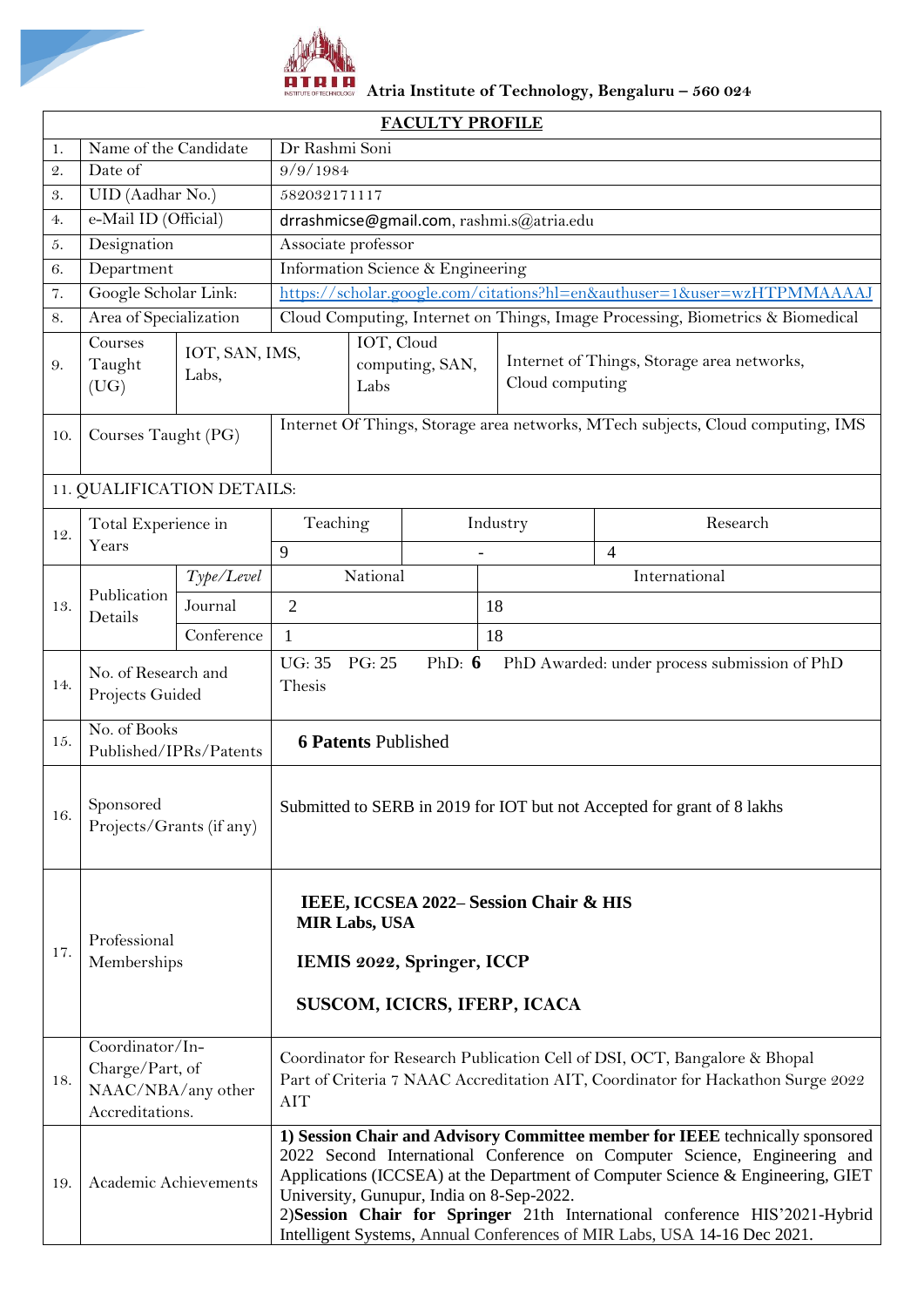Atria Institute of Technology, Bengaluru – 560 024

## FACULTY PROFILE

| | | | | | | |
|---|---|---|---|---|---|---|
| 1. | Name of the Candidate | | Dr Rashmi Soni | | | |
| 2. | Date of | | 9/9/1984 | | | |
| 3. | UID (Aadhar No.) | | 582032171117 | | | |
| 4. | e-Mail ID (Official) | | drrashmicse@gmail.com, rashmi.s@atria.edu | | | |
| 5. | Designation | | Associate professor | | | |
| 6. | Department | | Information Science & Engineering | | | |
| 7. | Google Scholar Link: | | https://scholar.google.com/citations?hl=en&authuser=1&user=wzHTPMMAAAAJ | | | |
| 8. | Area of Specialization | | Cloud Computing, Internet on Things, Image Processing, Biometrics & Biomedical | | | |
| 9. | Courses Taught (UG) | IOT, SAN, IMS, Labs, | IOT, Cloud computing, SAN, Labs | | Internet of Things, Storage area networks, Cloud computing | |
| 10. | Courses Taught (PG) | | Internet Of Things, Storage area networks, MTech subjects, Cloud computing, IMS | | | |
| 11. QUALIFICATION DETAILS: | | | | | | |
| 12. | Total Experience in Years | | Teaching | Industry | | Research |
| | | | 9 | - | | 4 |
| 13. | Publication Details | *Type/Level* | National | | International | |
| | | Journal | 2 | | 18 | |
| | | Conference | 1 | | 18 | |
| 14. | No. of Research and Projects Guided | | UG: 35 PG: 25 PhD: **6** PhD Awarded: under process submission of PhD Thesis | | | |
| 15. | No. of Books Published/IPRs/Patents | | **6 Patents** Published | | | |
| 16. | Sponsored Projects/Grants (if any) | | Submitted to SERB in 2019 for IOT but not Accepted for grant of 8 lakhs | | | |
| 17. | Professional Memberships | | **IEEE, ICCSEA 2022– Session Chair & HIS MIR Labs, USA**<br>**IEMIS 2022, Springer, ICCP**<br>**SUSCOM, ICICRS, IFERP, ICACA** | | | |
| 18. | Coordinator/In-Charge/Part, of NAAC/NBA/any other Accreditations. | | Coordinator for Research Publication Cell of DSI, OCT, Bangalore & Bhopal<br>Part of Criteria 7 NAAC Accreditation AIT, Coordinator for Hackathon Surge 2022 AIT | | | |
| 19. | Academic Achievements | | 1) **Session Chair and Advisory Committee member for IEEE** technically sponsored 2022 Second International Conference on Computer Science, Engineering and Applications (ICCSEA) at the Department of Computer Science & Engineering, GIET University, Gunupur, India on 8-Sep-2022.<br>2)**Session Chair for Springer** 21th International conference HIS'2021-Hybrid Intelligent Systems, Annual Conferences of MIR Labs, USA 14-16 Dec 2021. | | | |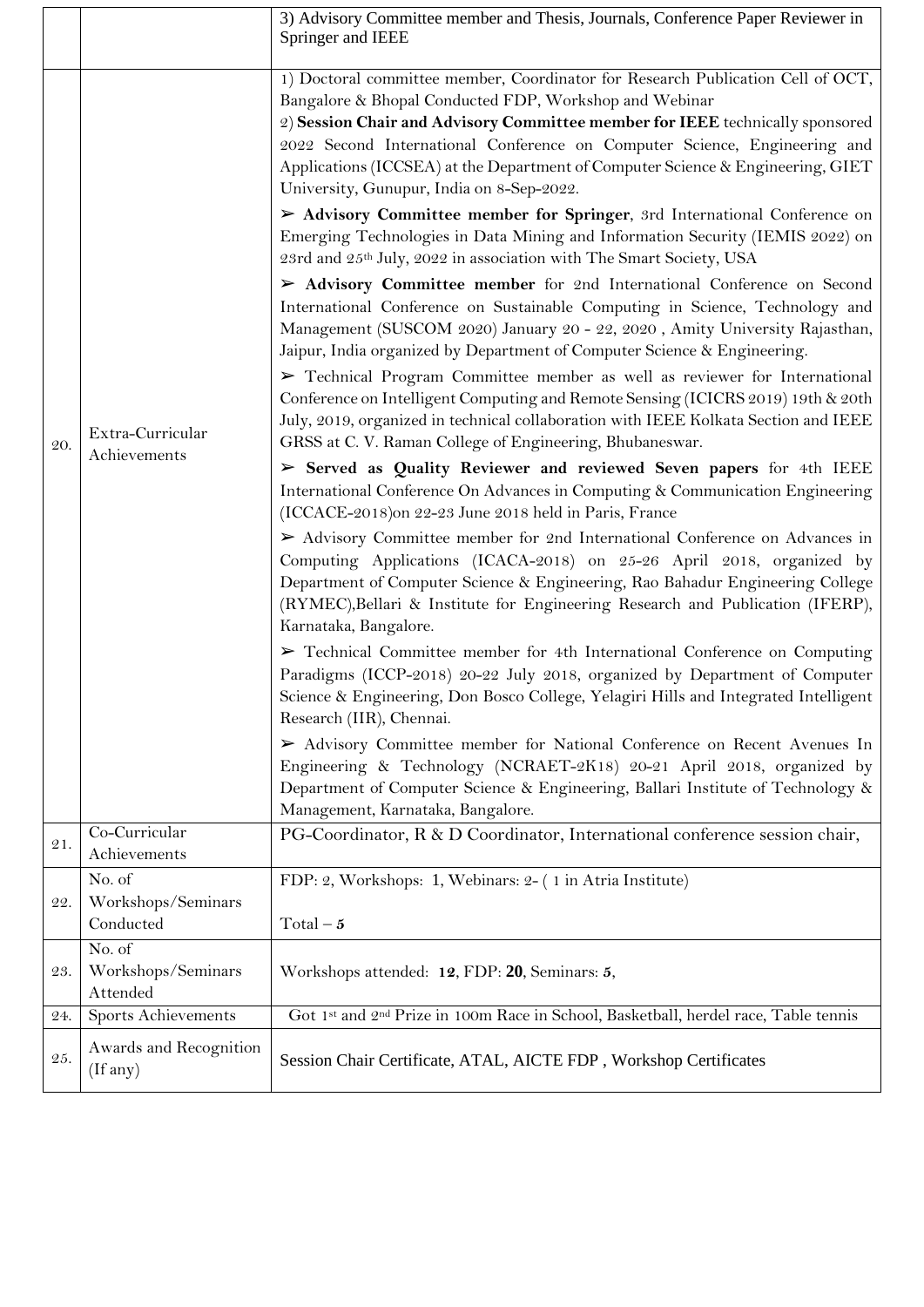| | | |
|---|---|---|
| | | 3) Advisory Committee member and Thesis, Journals, Conference Paper Reviewer in Springer and IEEE |
| 20. | Extra-Curricular Achievements | 1) Doctoral committee member, Coordinator for Research Publication Cell of OCT, Bangalore & Bhopal Conducted FDP, Workshop and Webinar<br>2) **Session Chair and Advisory Committee member for IEEE** technically sponsored 2022 Second International Conference on Computer Science, Engineering and Applications (ICCSEA) at the Department of Computer Science & Engineering, GIET University, Gunupur, India on 8-Sep-2022.<br>➢ **Advisory Committee member for Springer**, 3rd International Conference on Emerging Technologies in Data Mining and Information Security (IEMIS 2022) on 23rd and 25th July, 2022 in association with The Smart Society, USA<br>➢ **Advisory Committee member** for 2nd International Conference on Second International Conference on Sustainable Computing in Science, Technology and Management (SUSCOM 2020) January 20 - 22, 2020 , Amity University Rajasthan, Jaipur, India organized by Department of Computer Science & Engineering.<br>➢ Technical Program Committee member as well as reviewer for International Conference on Intelligent Computing and Remote Sensing (ICICRS 2019) 19th & 20th July, 2019, organized in technical collaboration with IEEE Kolkata Section and IEEE GRSS at C. V. Raman College of Engineering, Bhubaneswar.<br>➢ **Served as Quality Reviewer and reviewed Seven papers** for 4th IEEE International Conference On Advances in Computing & Communication Engineering (ICCACE-2018)on 22-23 June 2018 held in Paris, France<br>➢ Advisory Committee member for 2nd International Conference on Advances in Computing Applications (ICACA-2018) on 25-26 April 2018, organized by Department of Computer Science & Engineering, Rao Bahadur Engineering College (RYMEC),Bellari & Institute for Engineering Research and Publication (IFERP), Karnataka, Bangalore.<br>➢ Technical Committee member for 4th International Conference on Computing Paradigms (ICCP-2018) 20-22 July 2018, organized by Department of Computer Science & Engineering, Don Bosco College, Yelagiri Hills and Integrated Intelligent Research (IIR), Chennai.<br>➢ Advisory Committee member for National Conference on Recent Avenues In Engineering & Technology (NCRAET-2K18) 20-21 April 2018, organized by Department of Computer Science & Engineering, Ballari Institute of Technology & Management, Karnataka, Bangalore. |
| 21. | Co-Curricular Achievements | PG-Coordinator, R & D Coordinator, International conference session chair, |
| 22. | No. of Workshops/Seminars Conducted | FDP: 2, Workshops: 1, Webinars: 2- ( 1 in Atria Institute)<br><br>Total – **5** |
| 23. | No. of Workshops/Seminars Attended | Workshops attended: **12**, FDP: **20**, Seminars: **5**, |
| 24. | Sports Achievements | Got 1st and 2nd Prize in 100m Race in School, Basketball, herdel race, Table tennis |
| 25. | Awards and Recognition (If any) | Session Chair Certificate, ATAL, AICTE FDP , Workshop Certificates |